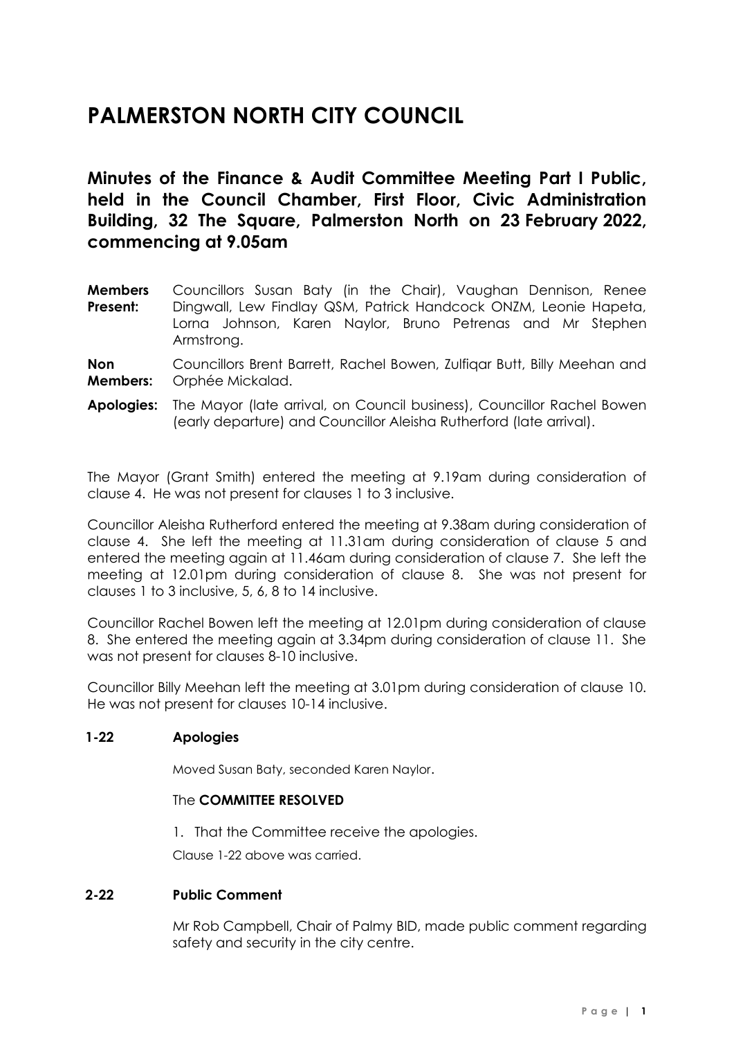# PALMERSTON NORTH CITY COUNCIL

## Minutes of the Finance & Audit Committee Meeting Part I Public, held in the Council Chamber, First Floor, Civic Administration Building, 32 The Square, Palmerston North on 23 February 2022, commencing at 9.05am

**Members Present:** Councillors Susan Baty (in the Chair), Vaughan Dennison, Renee Dingwall, Lew Findlay QSM, Patrick Handcock ONZM, Leonie Hapeta, Lorna Johnson, Karen Naylor, Bruno Petrenas and Mr Stephen Armstrong.

**Non Members:** Councillors Brent Barrett, Rachel Bowen, Zulfiqar Butt, Billy Meehan and Orphée Mickalad.

**Apologies:** The Mayor (late arrival, on Council business), Councillor Rachel Bowen (early departure) and Councillor Aleisha Rutherford (late arrival).

The Mayor (Grant Smith) entered the meeting at 9.19am during consideration of clause 4. He was not present for clauses 1 to 3 inclusive.

Councillor Aleisha Rutherford entered the meeting at 9.38am during consideration of clause 4. She left the meeting at 11.31am during consideration of clause 5 and entered the meeting again at 11.46am during consideration of clause 7. She left the meeting at 12.01pm during consideration of clause 8. She was not present for clauses 1 to 3 inclusive, 5, 6, 8 to 14 inclusive.

Councillor Rachel Bowen left the meeting at 12.01pm during consideration of clause 8. She entered the meeting again at 3.34pm during consideration of clause 11. She was not present for clauses 8-10 inclusive.

Councillor Billy Meehan left the meeting at 3.01pm during consideration of clause 10. He was not present for clauses 10-14 inclusive.

### 1-22 Apologies

Moved Susan Baty, seconded Karen Naylor.

The **COMMITTEE RESOLVED**

1. That the Committee receive the apologies.

Clause 1-22 above was carried.

### 2-22 Public Comment

Mr Rob Campbell, Chair of Palmy BID, made public comment regarding safety and security in the city centre.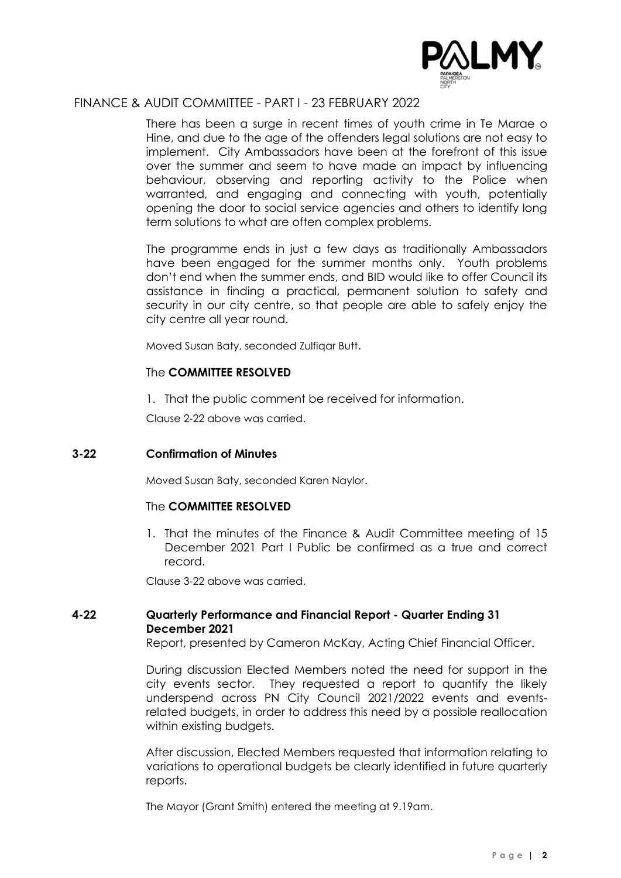There has been a surge in recent times of youth crime in Te Marae o Hine, and due to the age of the offenders legal solutions are not easy to implement. City Ambassadors have been at the forefront of this issue over the summer and seem to have made an impact by influencing behaviour, observing and reporting activity to the Police when warranted, and engaging and connecting with youth, potentially opening the door to social service agencies and others to identify long term solutions to what are often complex problems.

The programme ends in just a few days as traditionally Ambassadors have been engaged for the summer months only. Youth problems don't end when the summer ends, and BID would like to offer Council its assistance in finding a practical, permanent solution to safety and security in our city centre, so that people are able to safely enjoy the city centre all year round.

Moved Susan Baty, seconded Zulfiqar Butt.

The **COMMITTEE RESOLVED**

1. That the public comment be received for information.

Clause 2-22 above was carried.

## 3-22 Confirmation of Minutes

Moved Susan Baty, seconded Karen Naylor.

The **COMMITTEE RESOLVED**

1. That the minutes of the Finance & Audit Committee meeting of 15 December 2021 Part I Public be confirmed as a true and correct record.

Clause 3-22 above was carried.

## 4-22 Quarterly Performance and Financial Report - Quarter Ending 31 December 2021

Report, presented by Cameron McKay, Acting Chief Financial Officer.

During discussion Elected Members noted the need for support in the city events sector. They requested a report to quantify the likely underspend across PN City Council 2021/2022 events and events-related budgets, in order to address this need by a possible reallocation within existing budgets.

After discussion, Elected Members requested that information relating to variations to operational budgets be clearly identified in future quarterly reports.

The Mayor (Grant Smith) entered the meeting at 9.19am.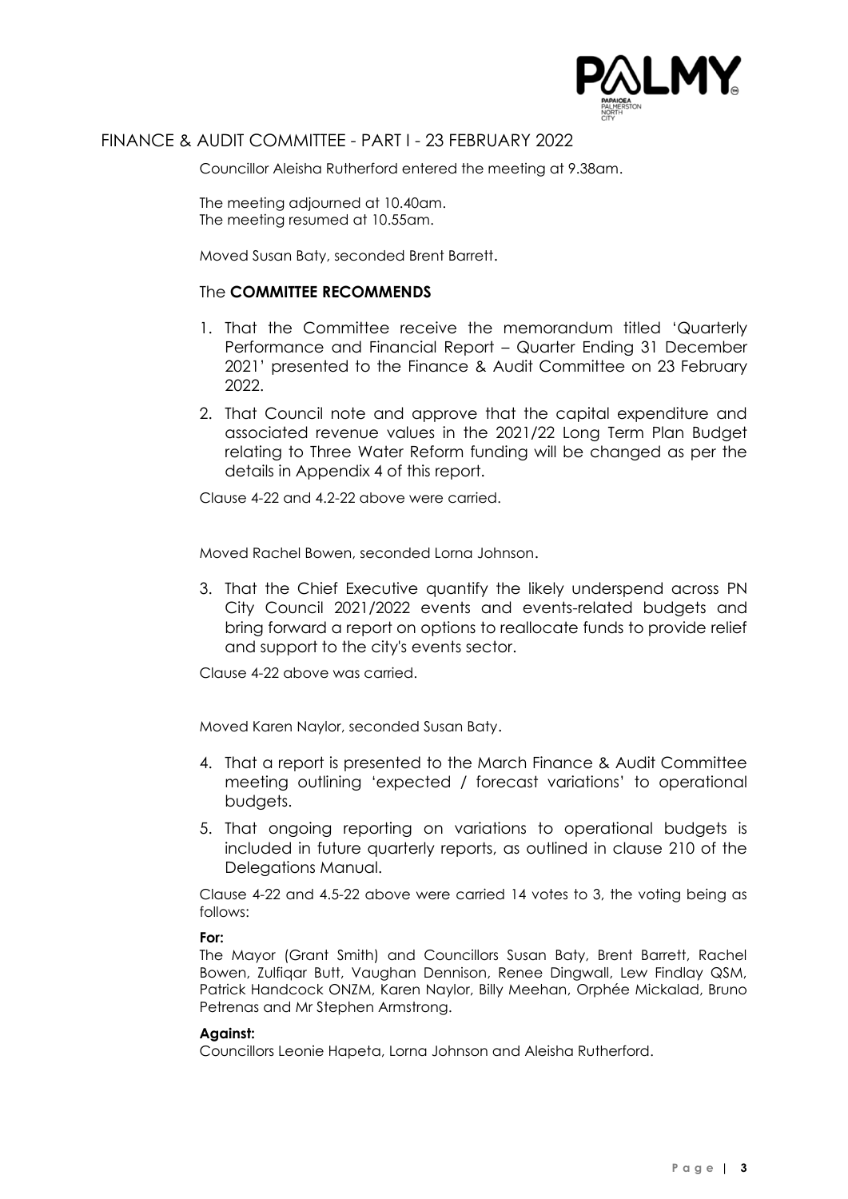## FINANCE & AUDIT COMMITTEE - PART I - 23 FEBRUARY 2022

Councillor Aleisha Rutherford entered the meeting at 9.38am.

The meeting adjourned at 10.40am.
The meeting resumed at 10.55am.

Moved Susan Baty, seconded Brent Barrett.

### The **COMMITTEE RECOMMENDS**

1. That the Committee receive the memorandum titled 'Quarterly Performance and Financial Report – Quarter Ending 31 December 2021' presented to the Finance & Audit Committee on 23 February 2022.
2. That Council note and approve that the capital expenditure and associated revenue values in the 2021/22 Long Term Plan Budget relating to Three Water Reform funding will be changed as per the details in Appendix 4 of this report.

Clause 4-22 and 4.2-22 above were carried.

Moved Rachel Bowen, seconded Lorna Johnson.

3. That the Chief Executive quantify the likely underspend across PN City Council 2021/2022 events and events-related budgets and bring forward a report on options to reallocate funds to provide relief and support to the city's events sector.

Clause 4-22 above was carried.

Moved Karen Naylor, seconded Susan Baty.

4. That a report is presented to the March Finance & Audit Committee meeting outlining 'expected / forecast variations' to operational budgets.
5. That ongoing reporting on variations to operational budgets is included in future quarterly reports, as outlined in clause 210 of the Delegations Manual.

Clause 4-22 and 4.5-22 above were carried 14 votes to 3, the voting being as follows:

**For:**
The Mayor (Grant Smith) and Councillors Susan Baty, Brent Barrett, Rachel Bowen, Zulfiqar Butt, Vaughan Dennison, Renee Dingwall, Lew Findlay QSM, Patrick Handcock ONZM, Karen Naylor, Billy Meehan, Orphée Mickalad, Bruno Petrenas and Mr Stephen Armstrong.

**Against:**
Councillors Leonie Hapeta, Lorna Johnson and Aleisha Rutherford.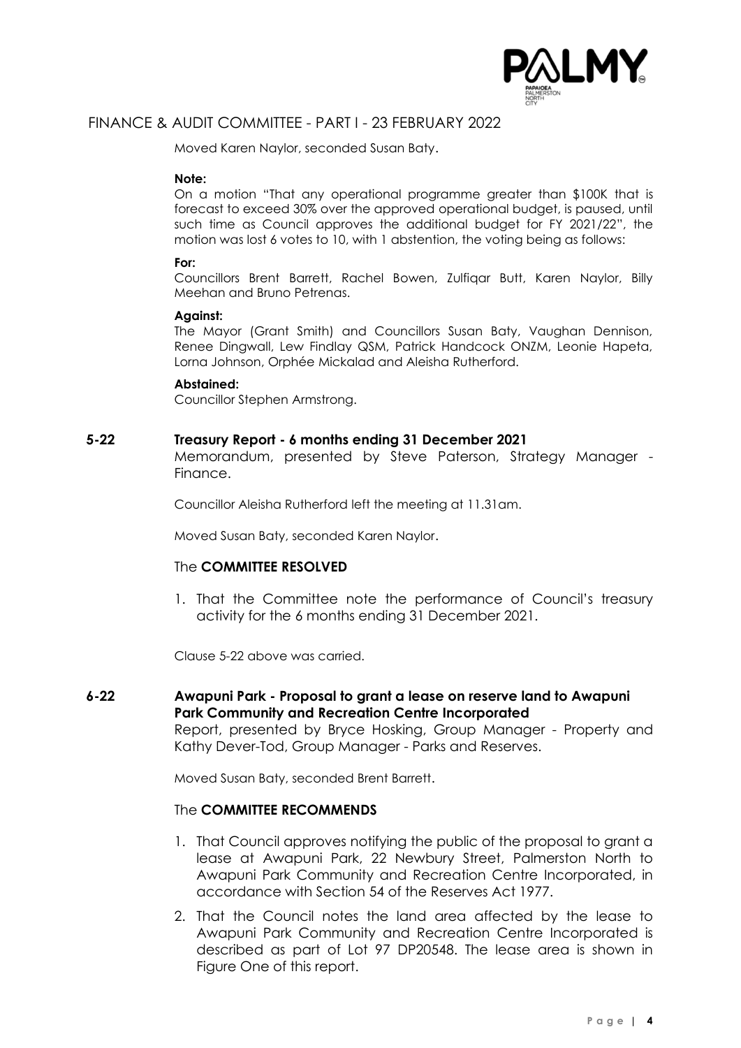Moved Karen Naylor, seconded Susan Baty.

**Note:**

On a motion "That any operational programme greater than $100K that is forecast to exceed 30% over the approved operational budget, is paused, until such time as Council approves the additional budget for FY 2021/22", the motion was lost 6 votes to 10, with 1 abstention, the voting being as follows:

**For:**

Councillors Brent Barrett, Rachel Bowen, Zulfiqar Butt, Karen Naylor, Billy Meehan and Bruno Petrenas.

**Against:**

The Mayor (Grant Smith) and Councillors Susan Baty, Vaughan Dennison, Renee Dingwall, Lew Findlay QSM, Patrick Handcock ONZM, Leonie Hapeta, Lorna Johnson, Orphée Mickalad and Aleisha Rutherford.

**Abstained:**

Councillor Stephen Armstrong.

## 5-22 Treasury Report - 6 months ending 31 December 2021

Memorandum, presented by Steve Paterson, Strategy Manager - Finance.

Councillor Aleisha Rutherford left the meeting at 11.31am.

Moved Susan Baty, seconded Karen Naylor.

### The **COMMITTEE RESOLVED**

1. That the Committee note the performance of Council's treasury activity for the 6 months ending 31 December 2021.

Clause 5-22 above was carried.

## 6-22 Awapuni Park - Proposal to grant a lease on reserve land to Awapuni Park Community and Recreation Centre Incorporated

Report, presented by Bryce Hosking, Group Manager - Property and Kathy Dever-Tod, Group Manager - Parks and Reserves.

Moved Susan Baty, seconded Brent Barrett.

### The **COMMITTEE RECOMMENDS**

1. That Council approves notifying the public of the proposal to grant a lease at Awapuni Park, 22 Newbury Street, Palmerston North to Awapuni Park Community and Recreation Centre Incorporated, in accordance with Section 54 of the Reserves Act 1977.
2. That the Council notes the land area affected by the lease to Awapuni Park Community and Recreation Centre Incorporated is described as part of Lot 97 DP20548. The lease area is shown in Figure One of this report.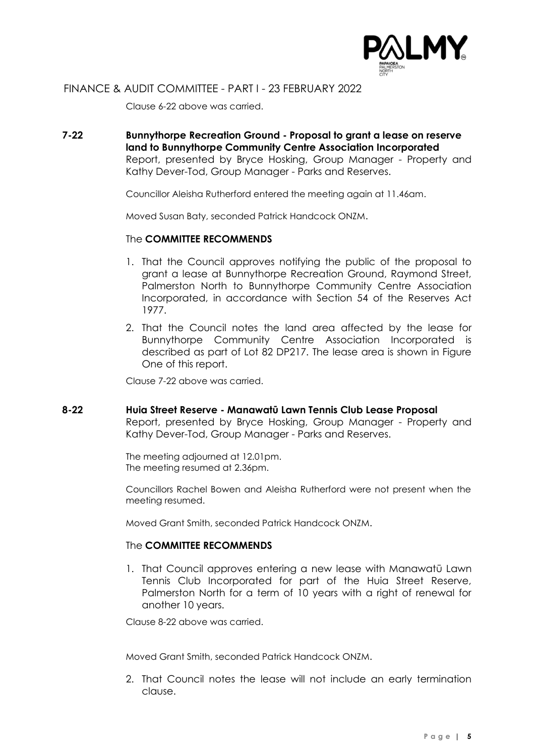Clause 6-22 above was carried.

**7-22 Bunnythorpe Recreation Ground - Proposal to grant a lease on reserve land to Bunnythorpe Community Centre Association Incorporated**

Report, presented by Bryce Hosking, Group Manager - Property and Kathy Dever-Tod, Group Manager - Parks and Reserves.

Councillor Aleisha Rutherford entered the meeting again at 11.46am.

Moved Susan Baty, seconded Patrick Handcock ONZM.

The **COMMITTEE RECOMMENDS**

1. That the Council approves notifying the public of the proposal to grant a lease at Bunnythorpe Recreation Ground, Raymond Street, Palmerston North to Bunnythorpe Community Centre Association Incorporated, in accordance with Section 54 of the Reserves Act 1977.
2. That the Council notes the land area affected by the lease for Bunnythorpe Community Centre Association Incorporated is described as part of Lot 82 DP217. The lease area is shown in Figure One of this report.

Clause 7-22 above was carried.

**8-22 Huia Street Reserve - Manawatū Lawn Tennis Club Lease Proposal**

Report, presented by Bryce Hosking, Group Manager - Property and Kathy Dever-Tod, Group Manager - Parks and Reserves.

The meeting adjourned at 12.01pm.
The meeting resumed at 2.36pm.

Councillors Rachel Bowen and Aleisha Rutherford were not present when the meeting resumed.

Moved Grant Smith, seconded Patrick Handcock ONZM.

The **COMMITTEE RECOMMENDS**

1. That Council approves entering a new lease with Manawatū Lawn Tennis Club Incorporated for part of the Huia Street Reserve, Palmerston North for a term of 10 years with a right of renewal for another 10 years.

Clause 8-22 above was carried.

Moved Grant Smith, seconded Patrick Handcock ONZM.

2. That Council notes the lease will not include an early termination clause.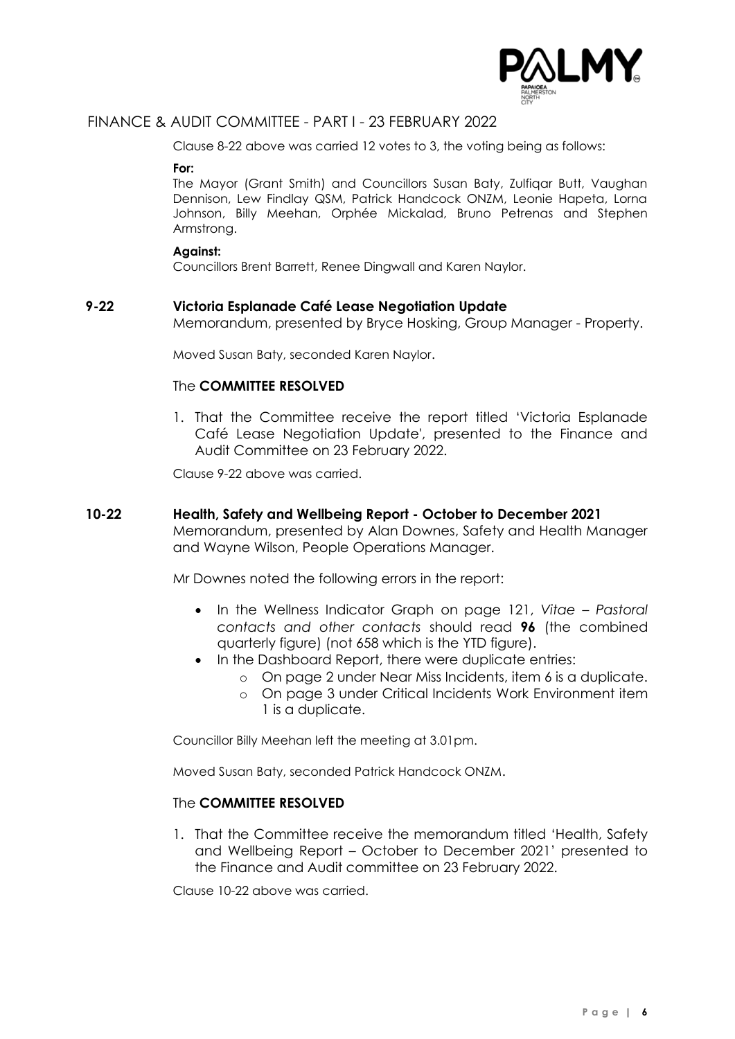Clause 8-22 above was carried 12 votes to 3, the voting being as follows:

**For:**
The Mayor (Grant Smith) and Councillors Susan Baty, Zulfiqar Butt, Vaughan Dennison, Lew Findlay QSM, Patrick Handcock ONZM, Leonie Hapeta, Lorna Johnson, Billy Meehan, Orphée Mickalad, Bruno Petrenas and Stephen Armstrong.

**Against:**
Councillors Brent Barrett, Renee Dingwall and Karen Naylor.

## 9-22 Victoria Esplanade Café Lease Negotiation Update

Memorandum, presented by Bryce Hosking, Group Manager - Property.

Moved Susan Baty, seconded Karen Naylor.

The **COMMITTEE RESOLVED**

1. That the Committee receive the report titled 'Victoria Esplanade Café Lease Negotiation Update', presented to the Finance and Audit Committee on 23 February 2022.

Clause 9-22 above was carried.

## 10-22 Health, Safety and Wellbeing Report - October to December 2021

Memorandum, presented by Alan Downes, Safety and Health Manager and Wayne Wilson, People Operations Manager.

Mr Downes noted the following errors in the report:

- In the Wellness Indicator Graph on page 121, *Vitae – Pastoral contacts and other contacts* should read **96** (the combined quarterly figure) (not 658 which is the YTD figure).
- In the Dashboard Report, there were duplicate entries:
  - On page 2 under Near Miss Incidents, item 6 is a duplicate.
  - On page 3 under Critical Incidents Work Environment item 1 is a duplicate.

Councillor Billy Meehan left the meeting at 3.01pm.

Moved Susan Baty, seconded Patrick Handcock ONZM.

The **COMMITTEE RESOLVED**

1. That the Committee receive the memorandum titled 'Health, Safety and Wellbeing Report – October to December 2021' presented to the Finance and Audit committee on 23 February 2022.

Clause 10-22 above was carried.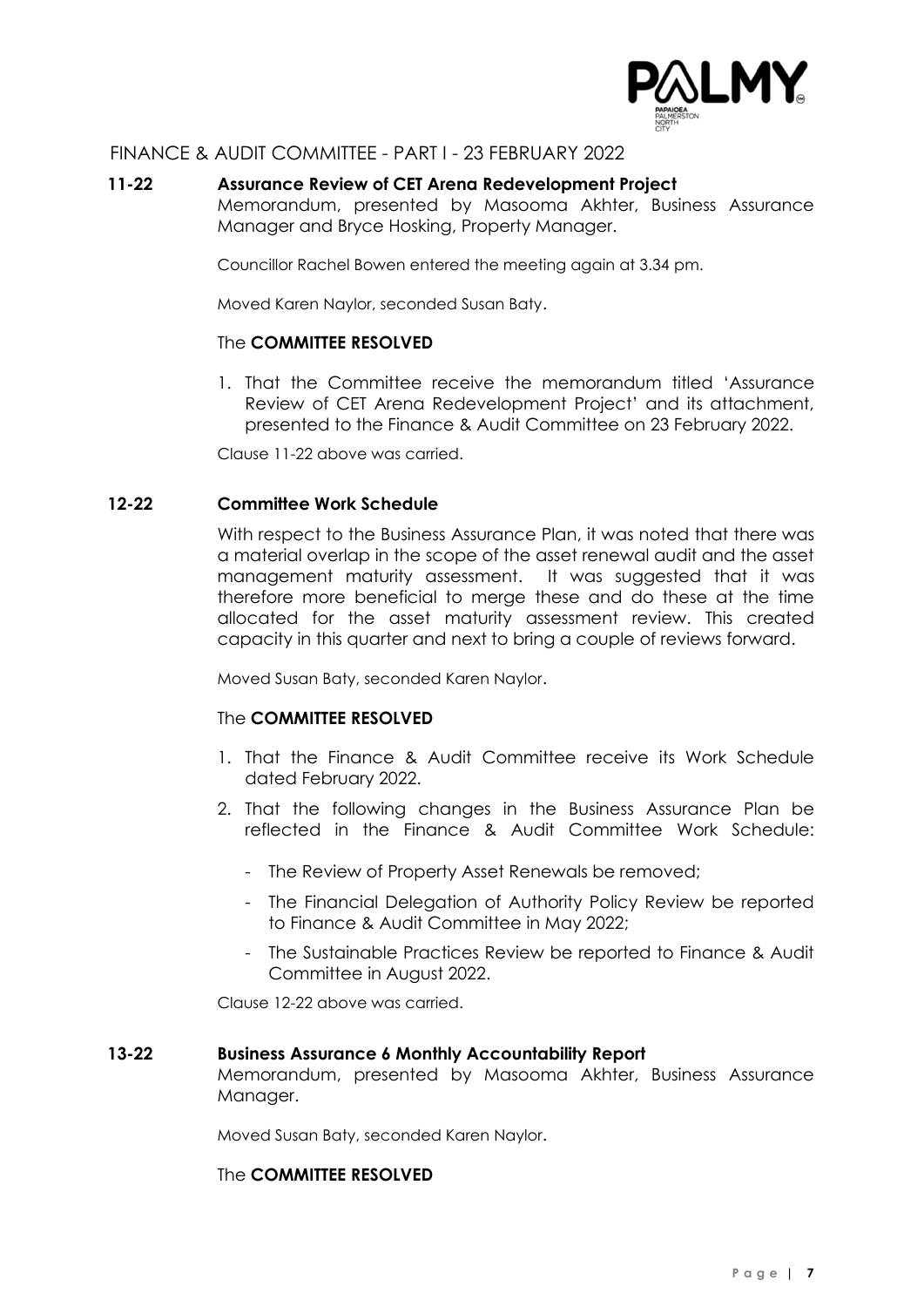FINANCE & AUDIT COMMITTEE - PART I - 23 FEBRUARY 2022

**11-22 Assurance Review of CET Arena Redevelopment Project**

Memorandum, presented by Masooma Akhter, Business Assurance Manager and Bryce Hosking, Property Manager.

Councillor Rachel Bowen entered the meeting again at 3.34 pm.

Moved Karen Naylor, seconded Susan Baty.

The **COMMITTEE RESOLVED**

1. That the Committee receive the memorandum titled 'Assurance Review of CET Arena Redevelopment Project' and its attachment, presented to the Finance & Audit Committee on 23 February 2022.

Clause 11-22 above was carried.

**12-22 Committee Work Schedule**

With respect to the Business Assurance Plan, it was noted that there was a material overlap in the scope of the asset renewal audit and the asset management maturity assessment. It was suggested that it was therefore more beneficial to merge these and do these at the time allocated for the asset maturity assessment review. This created capacity in this quarter and next to bring a couple of reviews forward.

Moved Susan Baty, seconded Karen Naylor.

The **COMMITTEE RESOLVED**

1. That the Finance & Audit Committee receive its Work Schedule dated February 2022.
2. That the following changes in the Business Assurance Plan be reflected in the Finance & Audit Committee Work Schedule:
   - The Review of Property Asset Renewals be removed;
   - The Financial Delegation of Authority Policy Review be reported to Finance & Audit Committee in May 2022;
   - The Sustainable Practices Review be reported to Finance & Audit Committee in August 2022.

Clause 12-22 above was carried.

**13-22 Business Assurance 6 Monthly Accountability Report**

Memorandum, presented by Masooma Akhter, Business Assurance Manager.

Moved Susan Baty, seconded Karen Naylor.

The **COMMITTEE RESOLVED**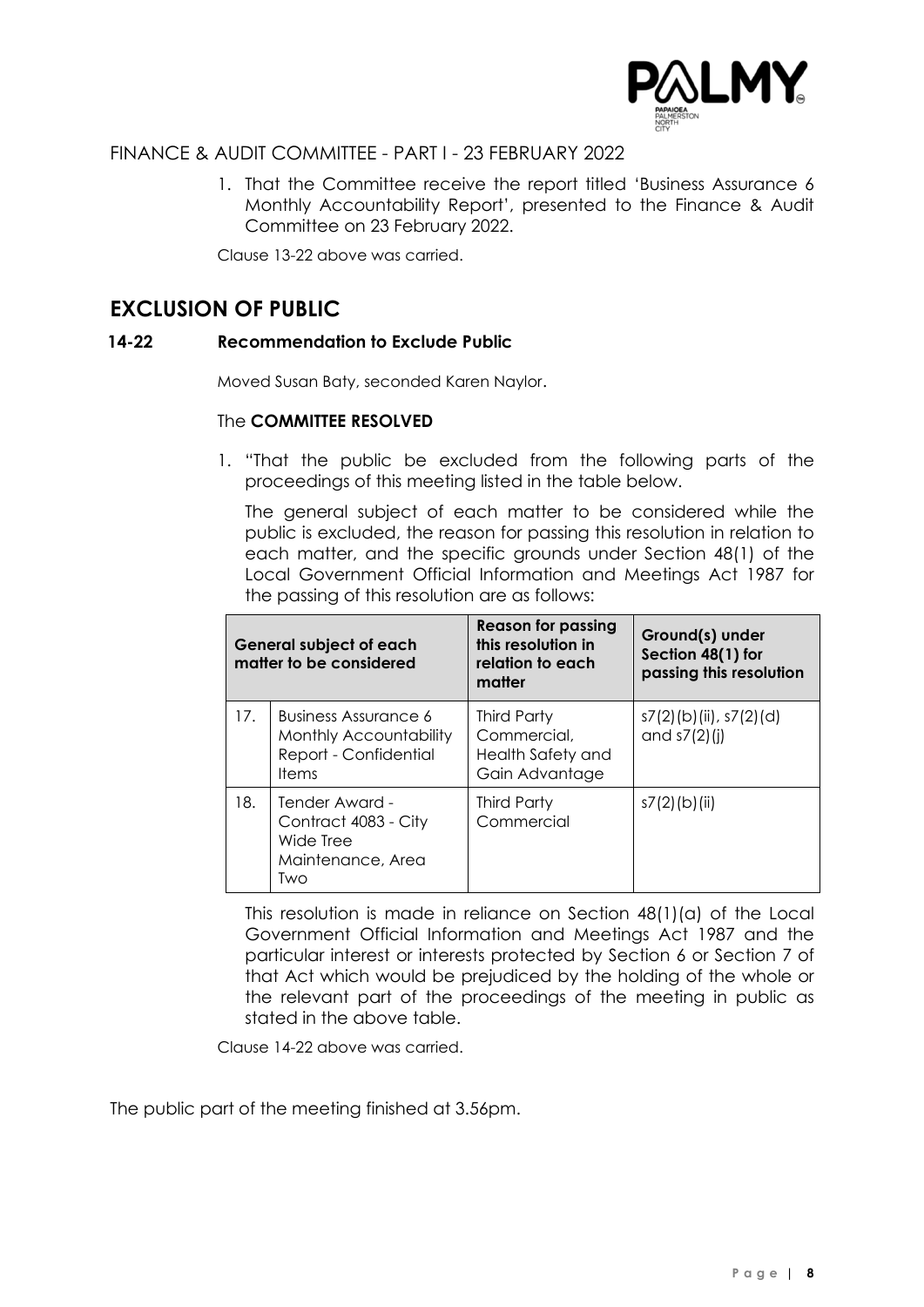FINANCE & AUDIT COMMITTEE - PART I - 23 FEBRUARY 2022

1. That the Committee receive the report titled 'Business Assurance 6 Monthly Accountability Report', presented to the Finance & Audit Committee on 23 February 2022.

Clause 13-22 above was carried.

## EXCLUSION OF PUBLIC

### 14-22 Recommendation to Exclude Public

Moved Susan Baty, seconded Karen Naylor.

The **COMMITTEE RESOLVED**

1. "That the public be excluded from the following parts of the proceedings of this meeting listed in the table below.

   The general subject of each matter to be considered while the public is excluded, the reason for passing this resolution in relation to each matter, and the specific grounds under Section 48(1) of the Local Government Official Information and Meetings Act 1987 for the passing of this resolution are as follows:

| General subject of each matter to be considered | | Reason for passing this resolution in relation to each matter | Ground(s) under Section 48(1) for passing this resolution |
|---|---|---|---|
| 17. | Business Assurance 6 Monthly Accountability Report - Confidential Items | Third Party Commercial, Health Safety and Gain Advantage | s7(2)(b)(ii), s7(2)(d) and s7(2)(j) |
| 18. | Tender Award - Contract 4083 - City Wide Tree Maintenance, Area Two | Third Party Commercial | s7(2)(b)(ii) |

   This resolution is made in reliance on Section 48(1)(a) of the Local Government Official Information and Meetings Act 1987 and the particular interest or interests protected by Section 6 or Section 7 of that Act which would be prejudiced by the holding of the whole or the relevant part of the proceedings of the meeting in public as stated in the above table.

Clause 14-22 above was carried.

The public part of the meeting finished at 3.56pm.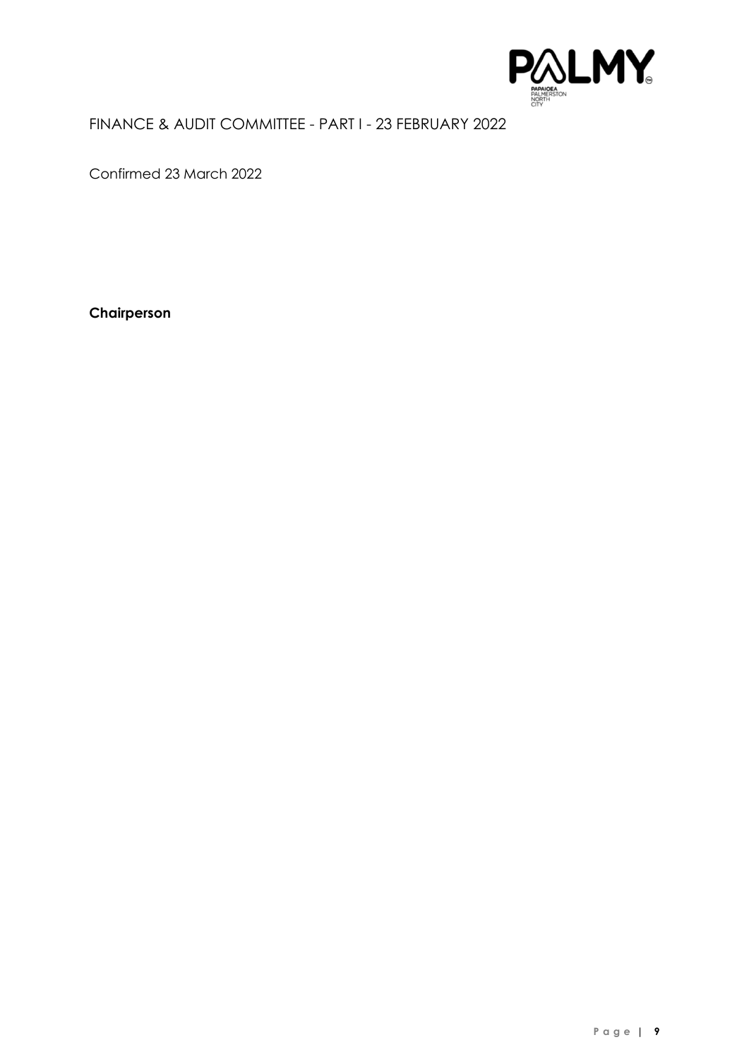FINANCE & AUDIT COMMITTEE - PART I - 23 FEBRUARY 2022

Confirmed 23 March 2022

**Chairperson**